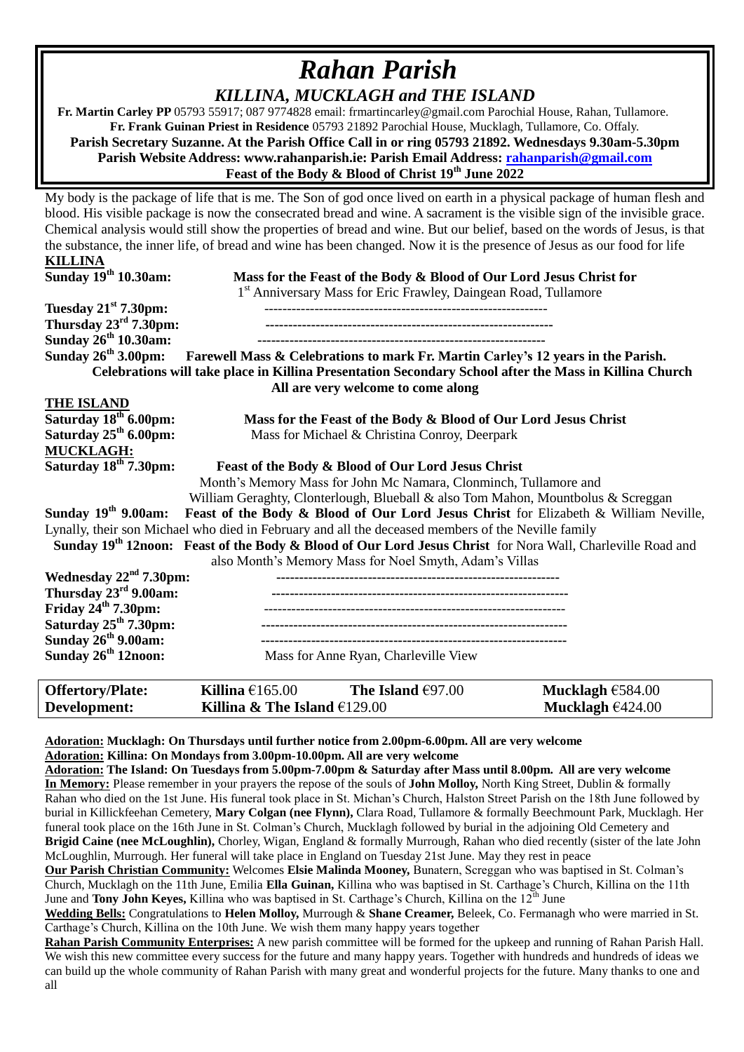# *Rahan Parish*

## *KILLINA, MUCKLAGH and THE ISLAND*

**Fr. Martin Carley PP** 05793 55917; 087 9774828 email: frmartincarley@gmail.com Parochial House, Rahan, Tullamore.
**Fr. Frank Guinan Priest in Residence** 05793 21892 Parochial House, Mucklagh, Tullamore, Co. Offaly.
**Parish Secretary Suzanne. At the Parish Office Call in or ring 05793 21892. Wednesdays 9.30am-5.30pm**
**Parish Website Address: www.rahanparish.ie: Parish Email Address: rahanparish@gmail.com**
**Feast of the Body & Blood of Christ 19th June 2022**

My body is the package of life that is me. The Son of god once lived on earth in a physical package of human flesh and blood. His visible package is now the consecrated bread and wine. A sacrament is the visible sign of the invisible grace. Chemical analysis would still show the properties of bread and wine. But our belief, based on the words of Jesus, is that the substance, the inner life, of bread and wine has been changed. Now it is the presence of Jesus as our food for life

**KILLINA**

**Sunday 19th 10.30am:** **Mass for the Feast of the Body & Blood of Our Lord Jesus Christ for** 1st Anniversary Mass for Eric Frawley, Daingean Road, Tullamore

**Tuesday 21st 7.30pm:** ------------------------------------------------------------

**Thursday 23rd 7.30pm:** ------------------------------------------------------------

**Sunday 26th 10.30am:** ------------------------------------------------------------

**Sunday 26th 3.00pm: Farewell Mass & Celebrations to mark Fr. Martin Carley's 12 years in the Parish.**
**Celebrations will take place in Killina Presentation Secondary School after the Mass in Killina Church**
**All are very welcome to come along**

**THE ISLAND**

**Saturday 18th 6.00pm:** **Mass for the Feast of the Body & Blood of Our Lord Jesus Christ**

**Saturday 25th 6.00pm:** Mass for Michael & Christina Conroy, Deerpark

**MUCKLAGH:**

**Saturday 18th 7.30pm:** **Feast of the Body & Blood of Our Lord Jesus Christ**
Month's Memory Mass for John Mc Namara, Clonminch, Tullamore and
William Geraghty, Clonterlough, Blueball & also Tom Mahon, Mountbolus & Screggan

**Sunday 19th 9.00am: Feast of the Body & Blood of Our Lord Jesus Christ** for Elizabeth & William Neville, Lynally, their son Michael who died in February and all the deceased members of the Neville family

**Sunday 19th 12noon: Feast of the Body & Blood of Our Lord Jesus Christ** for Nora Wall, Charleville Road and also Month's Memory Mass for Noel Smyth, Adam's Villas

**Wednesday 22nd 7.30pm:** ------------------------------------------------------------

**Thursday 23rd 9.00am:** ------------------------------------------------------------

**Friday 24th 7.30pm:** ------------------------------------------------------------

**Saturday 25th 7.30pm:** ------------------------------------------------------------

**Sunday 26th 9.00am:** ------------------------------------------------------------

**Sunday 26th 12noon:** Mass for Anne Ryan, Charleville View

| **Offertory/Plate:** | **Killina** €165.00 | **The Island** €97.00 | **Mucklagh** €584.00 |
|---|---|---|---|
| **Development:** | **Killina & The Island** €129.00 | | **Mucklagh** €424.00 |

**Adoration: Mucklagh: On Thursdays until further notice from 2.00pm-6.00pm. All are very welcome**
**Adoration: Killina: On Mondays from 3.00pm-10.00pm. All are very welcome**
**Adoration: The Island: On Tuesdays from 5.00pm-7.00pm & Saturday after Mass until 8.00pm. All are very welcome**

**In Memory:** Please remember in your prayers the repose of the souls of **John Molloy,** North King Street, Dublin & formally Rahan who died on the 1st June. His funeral took place in St. Michan's Church, Halston Street Parish on the 18th June followed by burial in Killickfeehan Cemetery, **Mary Colgan (nee Flynn),** Clara Road, Tullamore & formally Beechmount Park, Mucklagh. Her funeral took place on the 16th June in St. Colman's Church, Mucklagh followed by burial in the adjoining Old Cemetery and **Brigid Caine (nee McLoughlin),** Chorley, Wigan, England & formally Murrough, Rahan who died recently (sister of the late John McLoughlin, Murrough. Her funeral will take place in England on Tuesday 21st June. May they rest in peace

**Our Parish Christian Community:** Welcomes **Elsie Malinda Mooney,** Bunatern, Screggan who was baptised in St. Colman's Church, Mucklagh on the 11th June, Emilia **Ella Guinan,** Killina who was baptised in St. Carthage's Church, Killina on the 11th June and **Tony John Keyes,** Killina who was baptised in St. Carthage's Church, Killina on the 12th June

**Wedding Bells:** Congratulations to **Helen Molloy,** Murrough & **Shane Creamer,** Beleek, Co. Fermanagh who were married in St. Carthage's Church, Killina on the 10th June. We wish them many happy years together

**Rahan Parish Community Enterprises:** A new parish committee will be formed for the upkeep and running of Rahan Parish Hall. We wish this new committee every success for the future and many happy years. Together with hundreds and hundreds of ideas we can build up the whole community of Rahan Parish with many great and wonderful projects for the future. Many thanks to one and all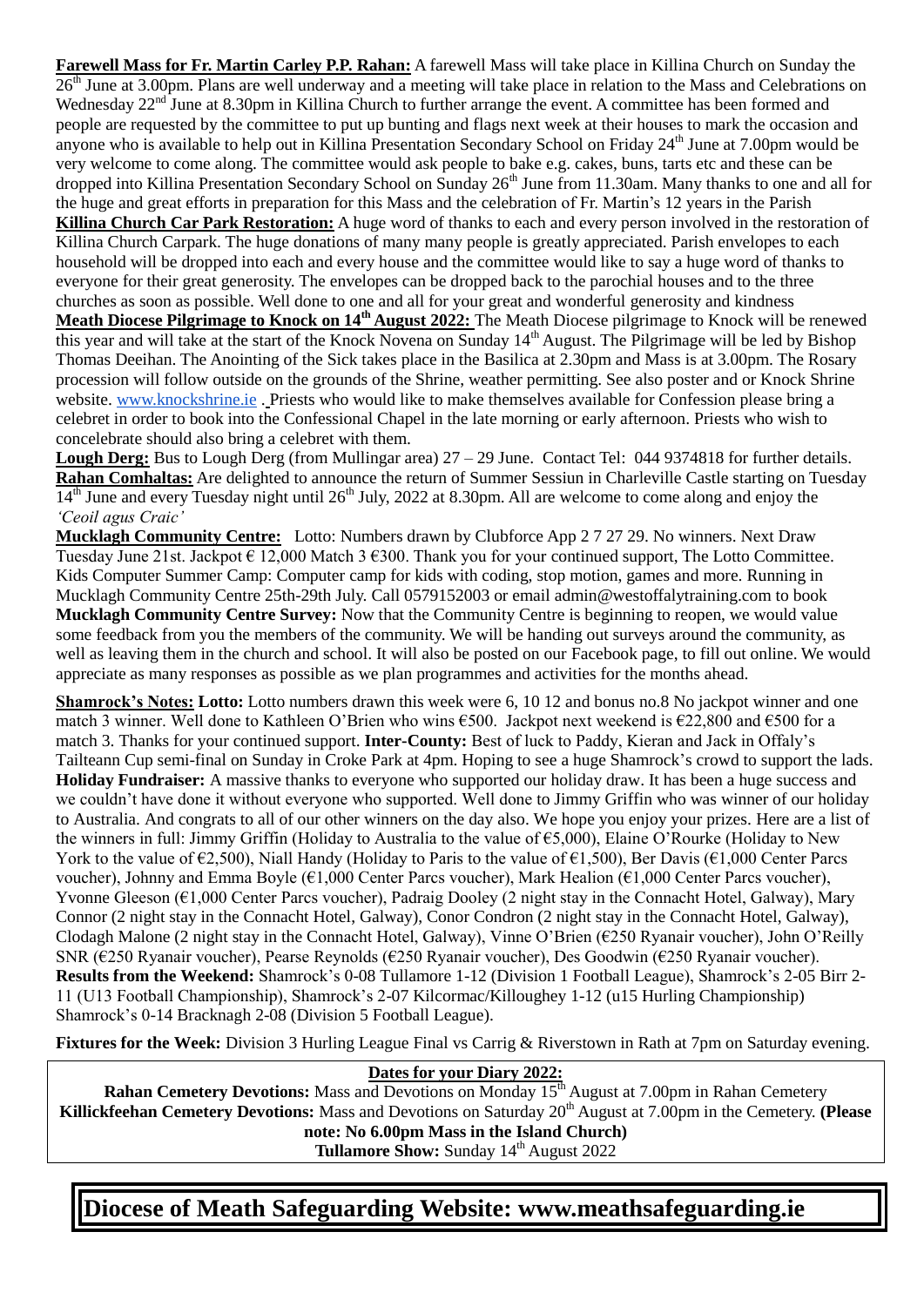**Farewell Mass for Fr. Martin Carley P.P. Rahan:** A farewell Mass will take place in Killina Church on Sunday the 26th June at 3.00pm. Plans are well underway and a meeting will take place in relation to the Mass and Celebrations on Wednesday 22nd June at 8.30pm in Killina Church to further arrange the event. A committee has been formed and people are requested by the committee to put up bunting and flags next week at their houses to mark the occasion and anyone who is available to help out in Killina Presentation Secondary School on Friday 24th June at 7.00pm would be very welcome to come along. The committee would ask people to bake e.g. cakes, buns, tarts etc and these can be dropped into Killina Presentation Secondary School on Sunday 26th June from 11.30am. Many thanks to one and all for the huge and great efforts in preparation for this Mass and the celebration of Fr. Martin's 12 years in the Parish

**Killina Church Car Park Restoration:** A huge word of thanks to each and every person involved in the restoration of Killina Church Carpark. The huge donations of many many people is greatly appreciated. Parish envelopes to each household will be dropped into each and every house and the committee would like to say a huge word of thanks to everyone for their great generosity. The envelopes can be dropped back to the parochial houses and to the three churches as soon as possible. Well done to one and all for your great and wonderful generosity and kindness

**Meath Diocese Pilgrimage to Knock on 14th August 2022:** The Meath Diocese pilgrimage to Knock will be renewed this year and will take at the start of the Knock Novena on Sunday 14th August. The Pilgrimage will be led by Bishop Thomas Deeihan. The Anointing of the Sick takes place in the Basilica at 2.30pm and Mass is at 3.00pm. The Rosary procession will follow outside on the grounds of the Shrine, weather permitting. See also poster and or Knock Shrine website. www.knockshrine.ie . Priests who would like to make themselves available for Confession please bring a celebret in order to book into the Confessional Chapel in the late morning or early afternoon. Priests who wish to concelebrate should also bring a celebret with them.

**Lough Derg:** Bus to Lough Derg (from Mullingar area) 27 – 29 June. Contact Tel: 044 9374818 for further details.

**Rahan Comhaltas:** Are delighted to announce the return of Summer Sessiun in Charleville Castle starting on Tuesday 14th June and every Tuesday night until 26th July, 2022 at 8.30pm. All are welcome to come along and enjoy the *'Ceoil agus Craic'*

**Mucklagh Community Centre:** Lotto: Numbers drawn by Clubforce App 2 7 27 29. No winners. Next Draw Tuesday June 21st. Jackpot € 12,000 Match 3 €300. Thank you for your continued support, The Lotto Committee. Kids Computer Summer Camp: Computer camp for kids with coding, stop motion, games and more. Running in Mucklagh Community Centre 25th-29th July. Call 0579152003 or email admin@westoffalytraining.com to book

**Mucklagh Community Centre Survey:** Now that the Community Centre is beginning to reopen, we would value some feedback from you the members of the community. We will be handing out surveys around the community, as well as leaving them in the church and school. It will also be posted on our Facebook page, to fill out online. We would appreciate as many responses as possible as we plan programmes and activities for the months ahead.

**Shamrock's Notes: Lotto:** Lotto numbers drawn this week were 6, 10 12 and bonus no.8 No jackpot winner and one match 3 winner. Well done to Kathleen O'Brien who wins €500. Jackpot next weekend is €22,800 and €500 for a match 3. Thanks for your continued support. **Inter-County:** Best of luck to Paddy, Kieran and Jack in Offaly's Tailteann Cup semi-final on Sunday in Croke Park at 4pm. Hoping to see a huge Shamrock's crowd to support the lads. **Holiday Fundraiser:** A massive thanks to everyone who supported our holiday draw. It has been a huge success and we couldn't have done it without everyone who supported. Well done to Jimmy Griffin who was winner of our holiday to Australia. And congrats to all of our other winners on the day also. We hope you enjoy your prizes. Here are a list of the winners in full: Jimmy Griffin (Holiday to Australia to the value of €5,000), Elaine O'Rourke (Holiday to New York to the value of €2,500), Niall Handy (Holiday to Paris to the value of €1,500), Ber Davis (€1,000 Center Parcs voucher), Johnny and Emma Boyle (€1,000 Center Parcs voucher), Mark Healion (€1,000 Center Parcs voucher), Yvonne Gleeson (€1,000 Center Parcs voucher), Padraig Dooley (2 night stay in the Connacht Hotel, Galway), Mary Connor (2 night stay in the Connacht Hotel, Galway), Conor Condron (2 night stay in the Connacht Hotel, Galway), Clodagh Malone (2 night stay in the Connacht Hotel, Galway), Vinne O'Brien (€250 Ryanair voucher), John O'Reilly SNR (€250 Ryanair voucher), Pearse Reynolds (€250 Ryanair voucher), Des Goodwin (€250 Ryanair voucher). **Results from the Weekend:** Shamrock's 0-08 Tullamore 1-12 (Division 1 Football League), Shamrock's 2-05 Birr 2-11 (U13 Football Championship), Shamrock's 2-07 Kilcormac/Killoughey 1-12 (u15 Hurling Championship) Shamrock's 0-14 Bracknagh 2-08 (Division 5 Football League).

**Fixtures for the Week:** Division 3 Hurling League Final vs Carrig & Riverstown in Rath at 7pm on Saturday evening.

**Dates for your Diary 2022:**

**Rahan Cemetery Devotions:** Mass and Devotions on Monday 15th August at 7.00pm in Rahan Cemetery

**Killickfeehan Cemetery Devotions:** Mass and Devotions on Saturday 20th August at 7.00pm in the Cemetery. **(Please note: No 6.00pm Mass in the Island Church)**

**Tullamore Show:** Sunday 14th August 2022

# Diocese of Meath Safeguarding Website: www.meathsafeguarding.ie